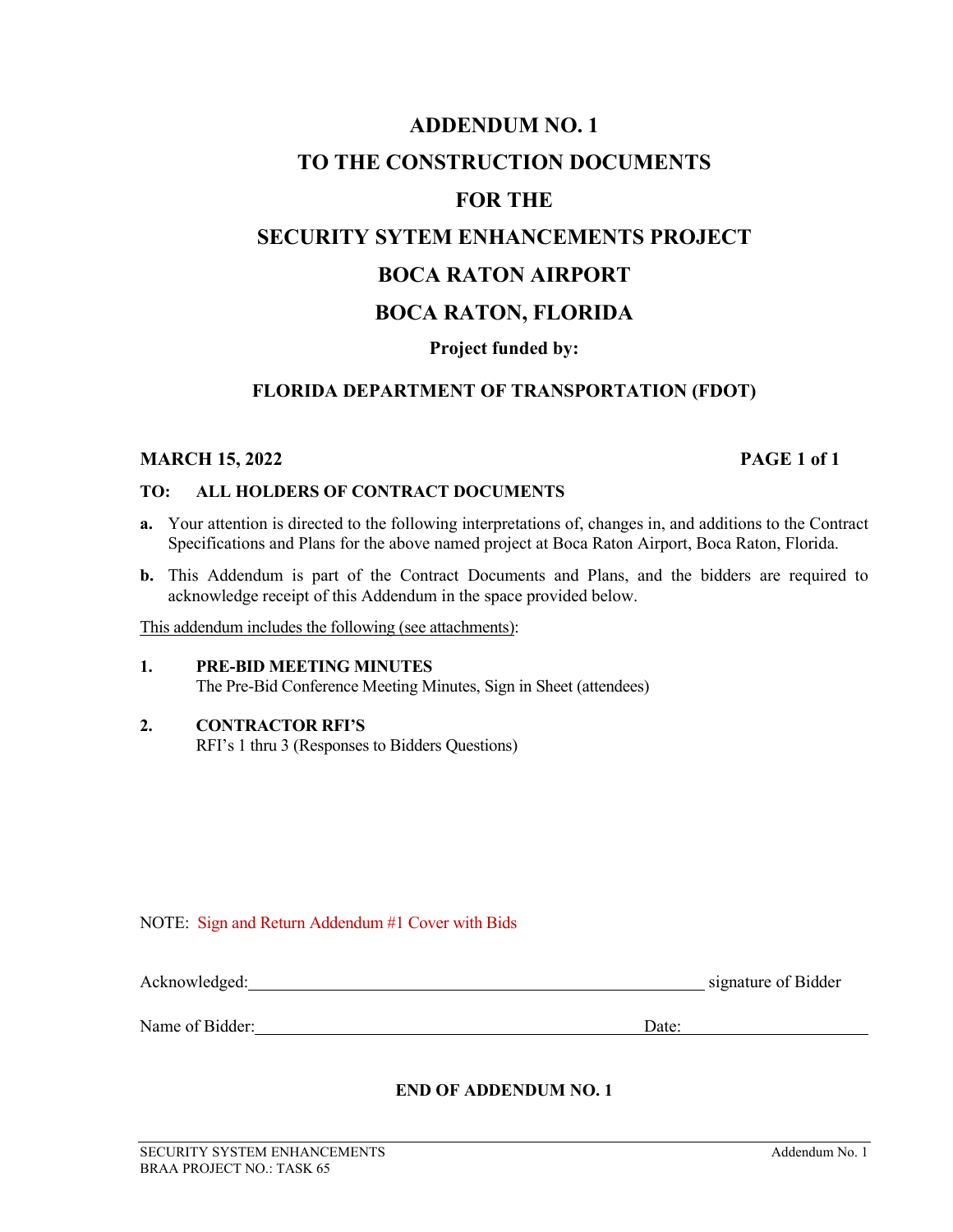# ADDENDUM NO. 1

# TO THE CONSTRUCTION DOCUMENTS

# FOR THE

# SECURITY SYTEM ENHANCEMENTS PROJECT

# BOCA RATON AIRPORT

# BOCA RATON, FLORIDA

**Project funded by:**

**FLORIDA DEPARTMENT OF TRANSPORTATION (FDOT)**

**MARCH 15, 2022** **PAGE 1 of 1**

**TO: ALL HOLDERS OF CONTRACT DOCUMENTS**

**a.** Your attention is directed to the following interpretations of, changes in, and additions to the Contract Specifications and Plans for the above named project at Boca Raton Airport, Boca Raton, Florida.

**b.** This Addendum is part of the Contract Documents and Plans, and the bidders are required to acknowledge receipt of this Addendum in the space provided below.

This addendum includes the following (see attachments):

**1. PRE-BID MEETING MINUTES**
The Pre-Bid Conference Meeting Minutes, Sign in Sheet (attendees)

**2. CONTRACTOR RFI'S**
RFI's 1 thru 3 (Responses to Bidders Questions)

NOTE: Sign and Return Addendum #1 Cover with Bids

Acknowledged:\_\_\_\_\_\_\_\_\_\_\_\_\_\_\_\_\_\_\_\_\_\_\_\_\_\_\_\_\_\_\_\_\_\_\_\_\_\_\_\_\_\_\_\_ signature of Bidder

Name of Bidder:\_\_\_\_\_\_\_\_\_\_\_\_\_\_\_\_\_\_\_\_\_\_\_\_\_\_\_\_\_\_\_\_\_\_\_\_\_\_ Date:\_\_\_\_\_\_\_\_\_\_\_\_\_\_\_\_\_\_

**END OF ADDENDUM NO. 1**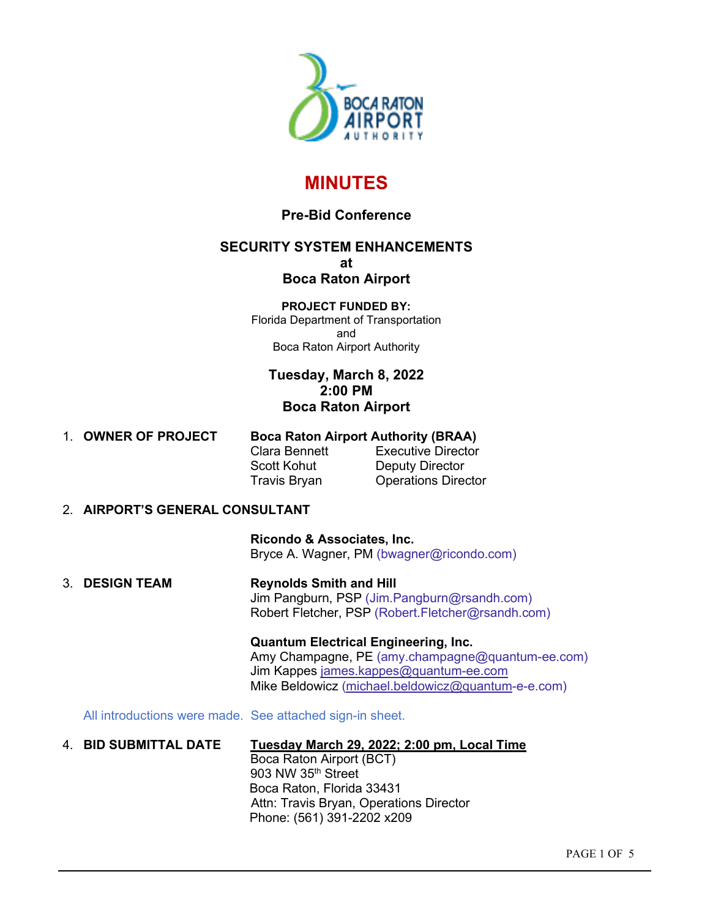# MINUTES

**Pre-Bid Conference**

**SECURITY SYSTEM ENHANCEMENTS**
**at**
**Boca Raton Airport**

**PROJECT FUNDED BY:**
Florida Department of Transportation
and
Boca Raton Airport Authority

**Tuesday, March 8, 2022**
**2:00 PM**
**Boca Raton Airport**

1. **OWNER OF PROJECT**

   **Boca Raton Airport Authority (BRAA)**

   | | |
   |---|---|
   | Clara Bennett | Executive Director |
   | Scott Kohut | Deputy Director |
   | Travis Bryan | Operations Director |

2. **AIRPORT'S GENERAL CONSULTANT**

   **Ricondo & Associates, Inc.**
   Bryce A. Wagner, PM (bwagner@ricondo.com)

3. **DESIGN TEAM**

   **Reynolds Smith and Hill**
   Jim Pangburn, PSP (Jim.Pangburn@rsandh.com)
   Robert Fletcher, PSP (Robert.Fletcher@rsandh.com)

   **Quantum Electrical Engineering, Inc.**
   Amy Champagne, PE (amy.champagne@quantum-ee.com)
   Jim Kappes james.kappes@quantum-ee.com
   Mike Beldowicz (michael.beldowicz@quantum-e-e.com)

   All introductions were made. See attached sign-in sheet.

4. **BID SUBMITTAL DATE**

   **Tuesday March 29, 2022; 2:00 pm, Local Time**
   Boca Raton Airport (BCT)
   903 NW 35th Street
   Boca Raton, Florida 33431
   Attn: Travis Bryan, Operations Director
   Phone: (561) 391-2202 x209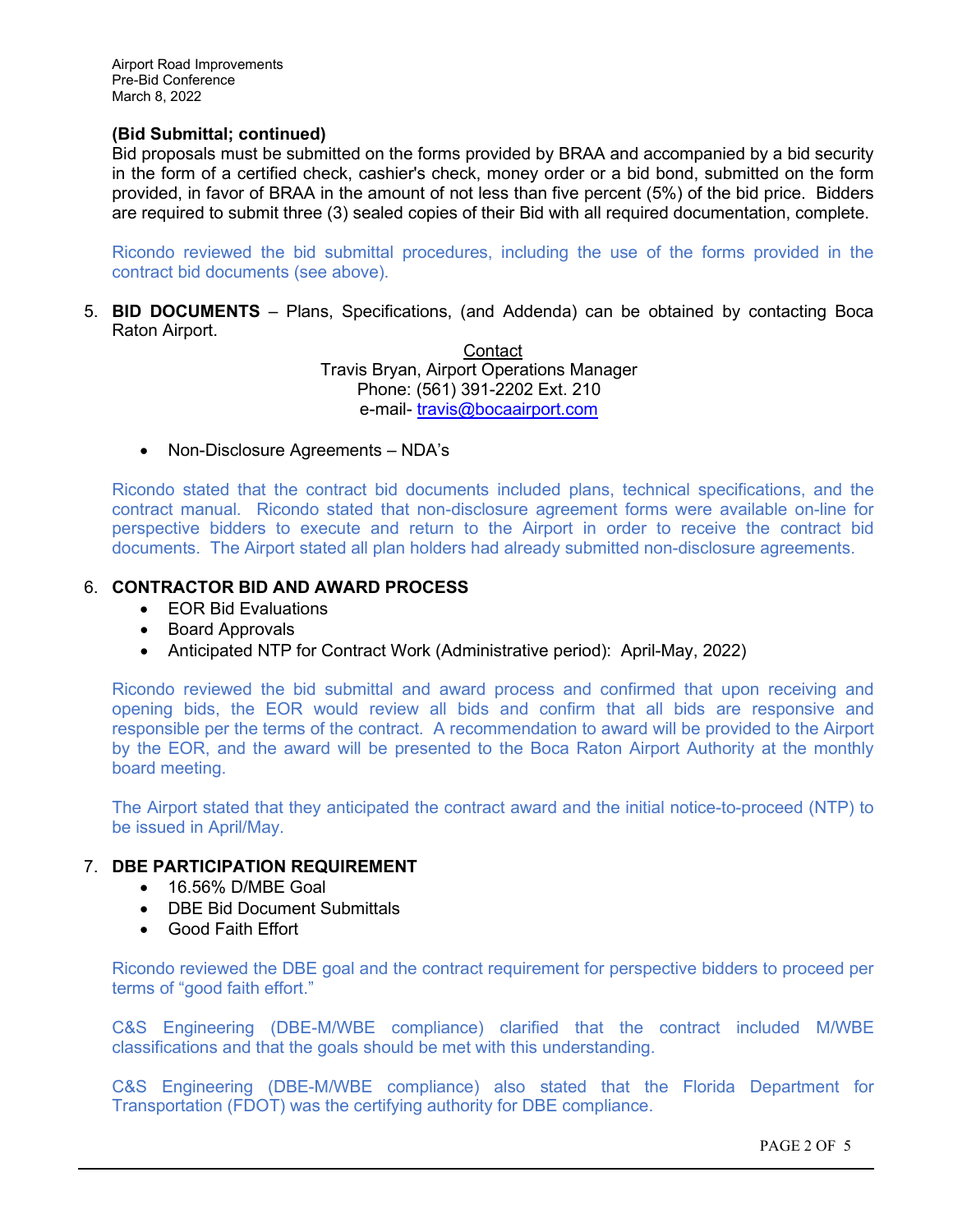**(Bid Submittal; continued)**
Bid proposals must be submitted on the forms provided by BRAA and accompanied by a bid security in the form of a certified check, cashier's check, money order or a bid bond, submitted on the form provided, in favor of BRAA in the amount of not less than five percent (5%) of the bid price. Bidders are required to submit three (3) sealed copies of their Bid with all required documentation, complete.

Ricondo reviewed the bid submittal procedures, including the use of the forms provided in the contract bid documents (see above).

5. **BID DOCUMENTS** – Plans, Specifications, (and Addenda) can be obtained by contacting Boca Raton Airport.

   Contact
   Travis Bryan, Airport Operations Manager
   Phone: (561) 391-2202 Ext. 210
   e-mail- travis@bocaairport.com

   - Non-Disclosure Agreements – NDA's

   Ricondo stated that the contract bid documents included plans, technical specifications, and the contract manual. Ricondo stated that non-disclosure agreement forms were available on-line for perspective bidders to execute and return to the Airport in order to receive the contract bid documents. The Airport stated all plan holders had already submitted non-disclosure agreements.

6. **CONTRACTOR BID AND AWARD PROCESS**
   - EOR Bid Evaluations
   - Board Approvals
   - Anticipated NTP for Contract Work (Administrative period): April-May, 2022)

   Ricondo reviewed the bid submittal and award process and confirmed that upon receiving and opening bids, the EOR would review all bids and confirm that all bids are responsive and responsible per the terms of the contract. A recommendation to award will be provided to the Airport by the EOR, and the award will be presented to the Boca Raton Airport Authority at the monthly board meeting.

   The Airport stated that they anticipated the contract award and the initial notice-to-proceed (NTP) to be issued in April/May.

7. **DBE PARTICIPATION REQUIREMENT**
   - 16.56% D/MBE Goal
   - DBE Bid Document Submittals
   - Good Faith Effort

   Ricondo reviewed the DBE goal and the contract requirement for perspective bidders to proceed per terms of "good faith effort."

   C&S Engineering (DBE-M/WBE compliance) clarified that the contract included M/WBE classifications and that the goals should be met with this understanding.

   C&S Engineering (DBE-M/WBE compliance) also stated that the Florida Department for Transportation (FDOT) was the certifying authority for DBE compliance.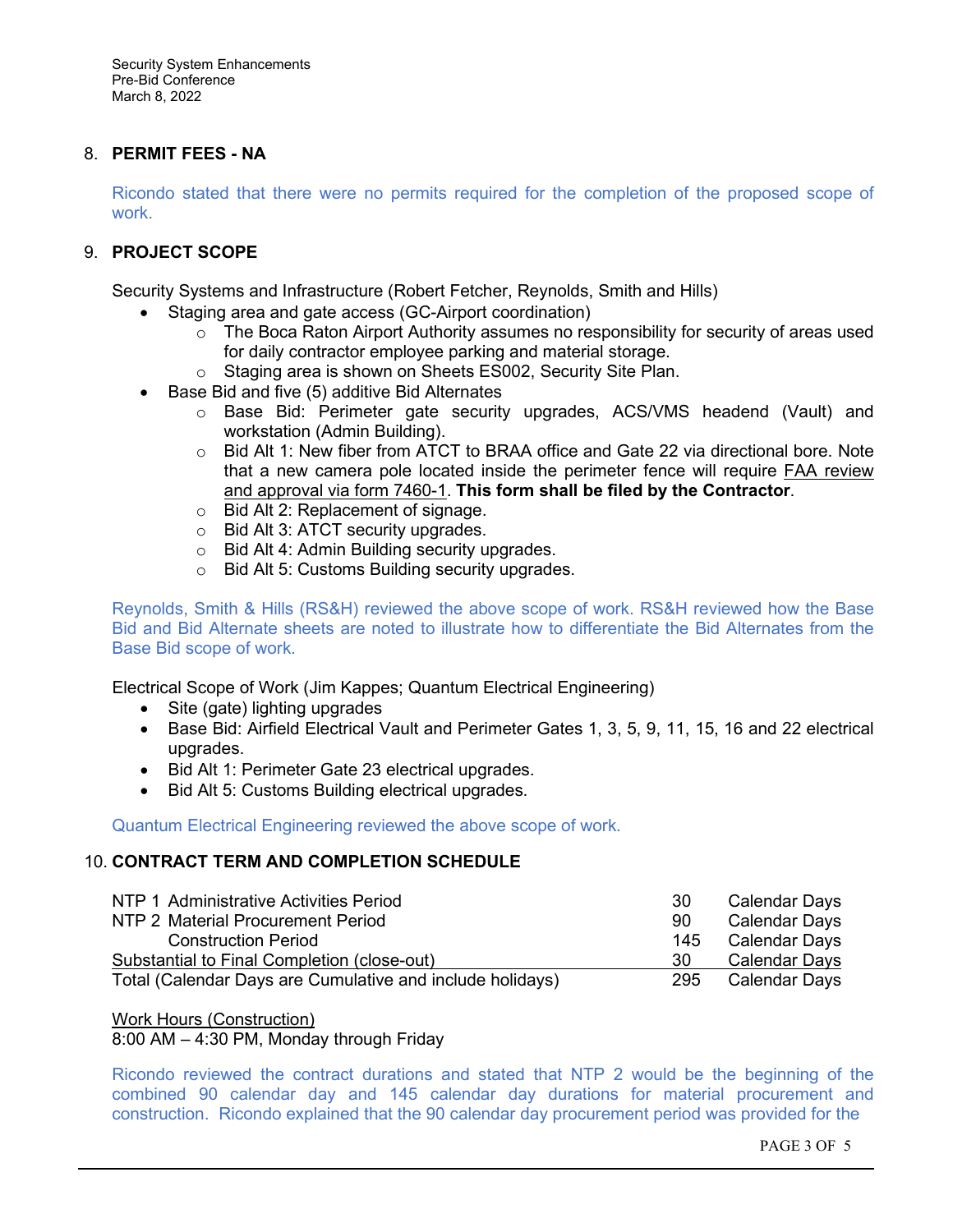8. **PERMIT FEES - NA**

   Ricondo stated that there were no permits required for the completion of the proposed scope of work.

9. **PROJECT SCOPE**

   Security Systems and Infrastructure (Robert Fetcher, Reynolds, Smith and Hills)

   - Staging area and gate access (GC-Airport coordination)
     - The Boca Raton Airport Authority assumes no responsibility for security of areas used for daily contractor employee parking and material storage.
     - Staging area is shown on Sheets ES002, Security Site Plan.
   - Base Bid and five (5) additive Bid Alternates
     - Base Bid: Perimeter gate security upgrades, ACS/VMS headend (Vault) and workstation (Admin Building).
     - Bid Alt 1: New fiber from ATCT to BRAA office and Gate 22 via directional bore. Note that a new camera pole located inside the perimeter fence will require FAA review and approval via form 7460-1. **This form shall be filed by the Contractor**.
     - Bid Alt 2: Replacement of signage.
     - Bid Alt 3: ATCT security upgrades.
     - Bid Alt 4: Admin Building security upgrades.
     - Bid Alt 5: Customs Building security upgrades.

   Reynolds, Smith & Hills (RS&H) reviewed the above scope of work. RS&H reviewed how the Base Bid and Bid Alternate sheets are noted to illustrate how to differentiate the Bid Alternates from the Base Bid scope of work.

   Electrical Scope of Work (Jim Kappes; Quantum Electrical Engineering)

   - Site (gate) lighting upgrades
   - Base Bid: Airfield Electrical Vault and Perimeter Gates 1, 3, 5, 9, 11, 15, 16 and 22 electrical upgrades.
   - Bid Alt 1: Perimeter Gate 23 electrical upgrades.
   - Bid Alt 5: Customs Building electrical upgrades.

   Quantum Electrical Engineering reviewed the above scope of work.

10. **CONTRACT TERM AND COMPLETION SCHEDULE**

| | | |
|---|---|---|
| NTP 1 Administrative Activities Period | 30 | Calendar Days |
| NTP 2 Material Procurement Period | 90 | Calendar Days |
| Construction Period | 145 | Calendar Days |
| Substantial to Final Completion (close-out) | 30 | Calendar Days |
| Total (Calendar Days are Cumulative and include holidays) | 295 | Calendar Days |

   Work Hours (Construction)
   8:00 AM – 4:30 PM, Monday through Friday

   Ricondo reviewed the contract durations and stated that NTP 2 would be the beginning of the combined 90 calendar day and 145 calendar day durations for material procurement and construction. Ricondo explained that the 90 calendar day procurement period was provided for the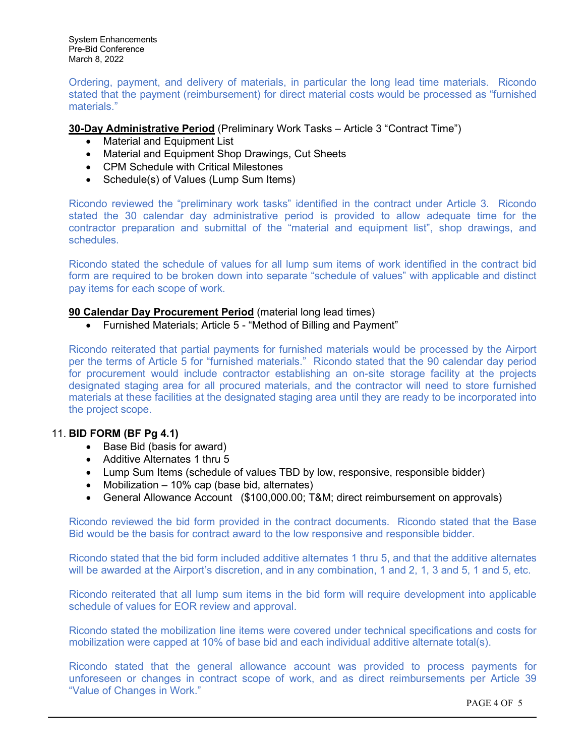Ordering, payment, and delivery of materials, in particular the long lead time materials. Ricondo stated that the payment (reimbursement) for direct material costs would be processed as "furnished materials."

**30-Day Administrative Period** (Preliminary Work Tasks – Article 3 "Contract Time")

- Material and Equipment List
- Material and Equipment Shop Drawings, Cut Sheets
- CPM Schedule with Critical Milestones
- Schedule(s) of Values (Lump Sum Items)

Ricondo reviewed the "preliminary work tasks" identified in the contract under Article 3. Ricondo stated the 30 calendar day administrative period is provided to allow adequate time for the contractor preparation and submittal of the "material and equipment list", shop drawings, and schedules.

Ricondo stated the schedule of values for all lump sum items of work identified in the contract bid form are required to be broken down into separate "schedule of values" with applicable and distinct pay items for each scope of work.

**90 Calendar Day Procurement Period** (material long lead times)

- Furnished Materials; Article 5 - "Method of Billing and Payment"

Ricondo reiterated that partial payments for furnished materials would be processed by the Airport per the terms of Article 5 for "furnished materials." Ricondo stated that the 90 calendar day period for procurement would include contractor establishing an on-site storage facility at the projects designated staging area for all procured materials, and the contractor will need to store furnished materials at these facilities at the designated staging area until they are ready to be incorporated into the project scope.

11. **BID FORM (BF Pg 4.1)**
    - Base Bid (basis for award)
    - Additive Alternates 1 thru 5
    - Lump Sum Items (schedule of values TBD by low, responsive, responsible bidder)
    - Mobilization – 10% cap (base bid, alternates)
    - General Allowance Account ($100,000.00; T&M; direct reimbursement on approvals)

Ricondo reviewed the bid form provided in the contract documents. Ricondo stated that the Base Bid would be the basis for contract award to the low responsive and responsible bidder.

Ricondo stated that the bid form included additive alternates 1 thru 5, and that the additive alternates will be awarded at the Airport's discretion, and in any combination, 1 and 2, 1, 3 and 5, 1 and 5, etc.

Ricondo reiterated that all lump sum items in the bid form will require development into applicable schedule of values for EOR review and approval.

Ricondo stated the mobilization line items were covered under technical specifications and costs for mobilization were capped at 10% of base bid and each individual additive alternate total(s).

Ricondo stated that the general allowance account was provided to process payments for unforeseen or changes in contract scope of work, and as direct reimbursements per Article 39 "Value of Changes in Work."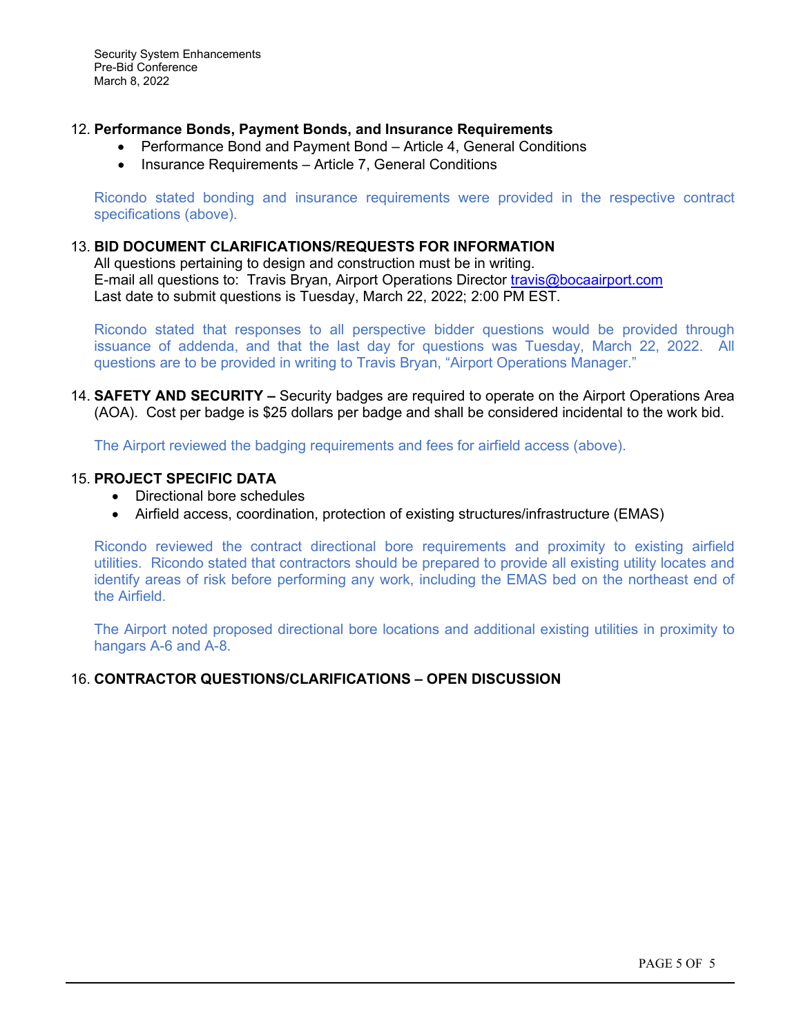12. **Performance Bonds, Payment Bonds, and Insurance Requirements**
    - Performance Bond and Payment Bond – Article 4, General Conditions
    - Insurance Requirements – Article 7, General Conditions

    Ricondo stated bonding and insurance requirements were provided in the respective contract specifications (above).

13. **BID DOCUMENT CLARIFICATIONS/REQUESTS FOR INFORMATION**
    All questions pertaining to design and construction must be in writing.
    E-mail all questions to: Travis Bryan, Airport Operations Director travis@bocaairport.com
    Last date to submit questions is Tuesday, March 22, 2022; 2:00 PM EST.

    Ricondo stated that responses to all perspective bidder questions would be provided through issuance of addenda, and that the last day for questions was Tuesday, March 22, 2022. All questions are to be provided in writing to Travis Bryan, "Airport Operations Manager."

14. **SAFETY AND SECURITY –** Security badges are required to operate on the Airport Operations Area (AOA). Cost per badge is $25 dollars per badge and shall be considered incidental to the work bid.

    The Airport reviewed the badging requirements and fees for airfield access (above).

15. **PROJECT SPECIFIC DATA**
    - Directional bore schedules
    - Airfield access, coordination, protection of existing structures/infrastructure (EMAS)

    Ricondo reviewed the contract directional bore requirements and proximity to existing airfield utilities. Ricondo stated that contractors should be prepared to provide all existing utility locates and identify areas of risk before performing any work, including the EMAS bed on the northeast end of the Airfield.

    The Airport noted proposed directional bore locations and additional existing utilities in proximity to hangars A-6 and A-8.

16. **CONTRACTOR QUESTIONS/CLARIFICATIONS – OPEN DISCUSSION**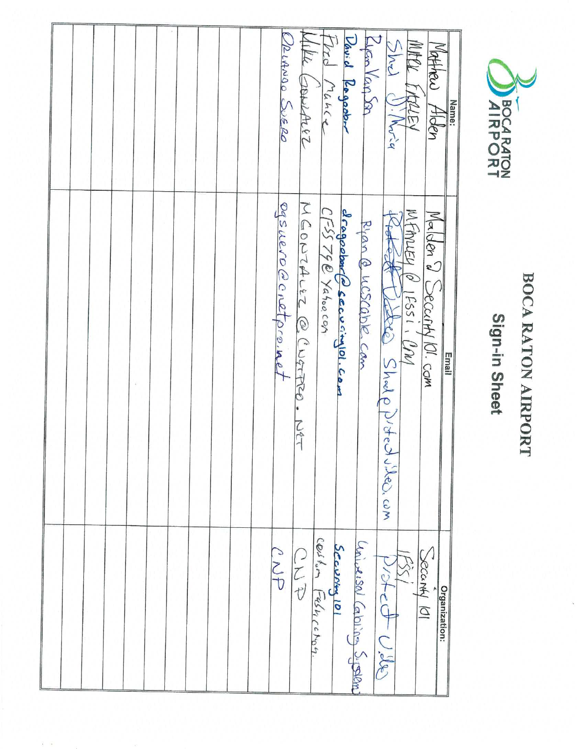# BOCA RATON AIRPORT

## Sign-in Sheet

| Name: | Email | Organization: |
|---|---|---|
| Matthew Alden | Malden@Security101.com | Security 101 |
| Mitch Finley | MFinley@IFSSI.com | IFSSI |
| Shed DiMaria | Robert@PistedVideo.com / Shed@PistedVideo.com | Pisted Video |
| Ryan VanSon | Ryan@ucscable.com | Universal Cabling Systems |
| David Ragobar | dragobar@security101.com | Security 101 |
| Fred Munce | CFSS79@Yahoo.com | Custom Fabrication |
| Mike Gonzalez | MGONZALEZ@CNETPRO.NET | CNP |
| Orlando Suero | osuero@cnetpro.net | CNP |
| | | |
| | | |
| | | |
| | | |
| | | |
| | | |
| | | |
| | | |
| | | |
| | | |
| | | |
| | | |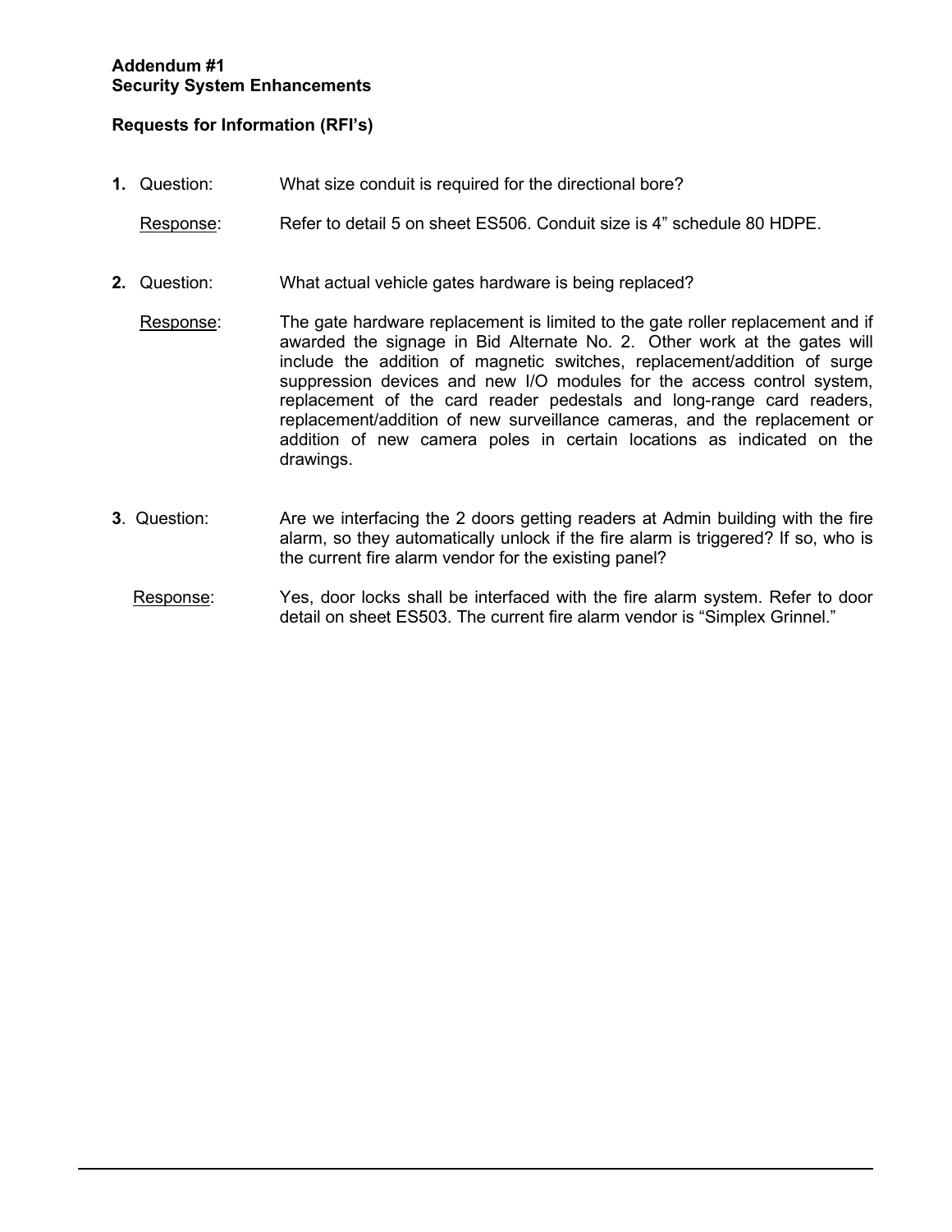**Addendum #1**
**Security System Enhancements**

**Requests for Information (RFI's)**

**1.** Question: What size conduit is required for the directional bore?

Response: Refer to detail 5 on sheet ES506. Conduit size is 4" schedule 80 HDPE.

**2.** Question: What actual vehicle gates hardware is being replaced?

Response: The gate hardware replacement is limited to the gate roller replacement and if awarded the signage in Bid Alternate No. 2. Other work at the gates will include the addition of magnetic switches, replacement/addition of surge suppression devices and new I/O modules for the access control system, replacement of the card reader pedestals and long-range card readers, replacement/addition of new surveillance cameras, and the replacement or addition of new camera poles in certain locations as indicated on the drawings.

**3**. Question: Are we interfacing the 2 doors getting readers at Admin building with the fire alarm, so they automatically unlock if the fire alarm is triggered? If so, who is the current fire alarm vendor for the existing panel?

Response: Yes, door locks shall be interfaced with the fire alarm system. Refer to door detail on sheet ES503. The current fire alarm vendor is "Simplex Grinnel."